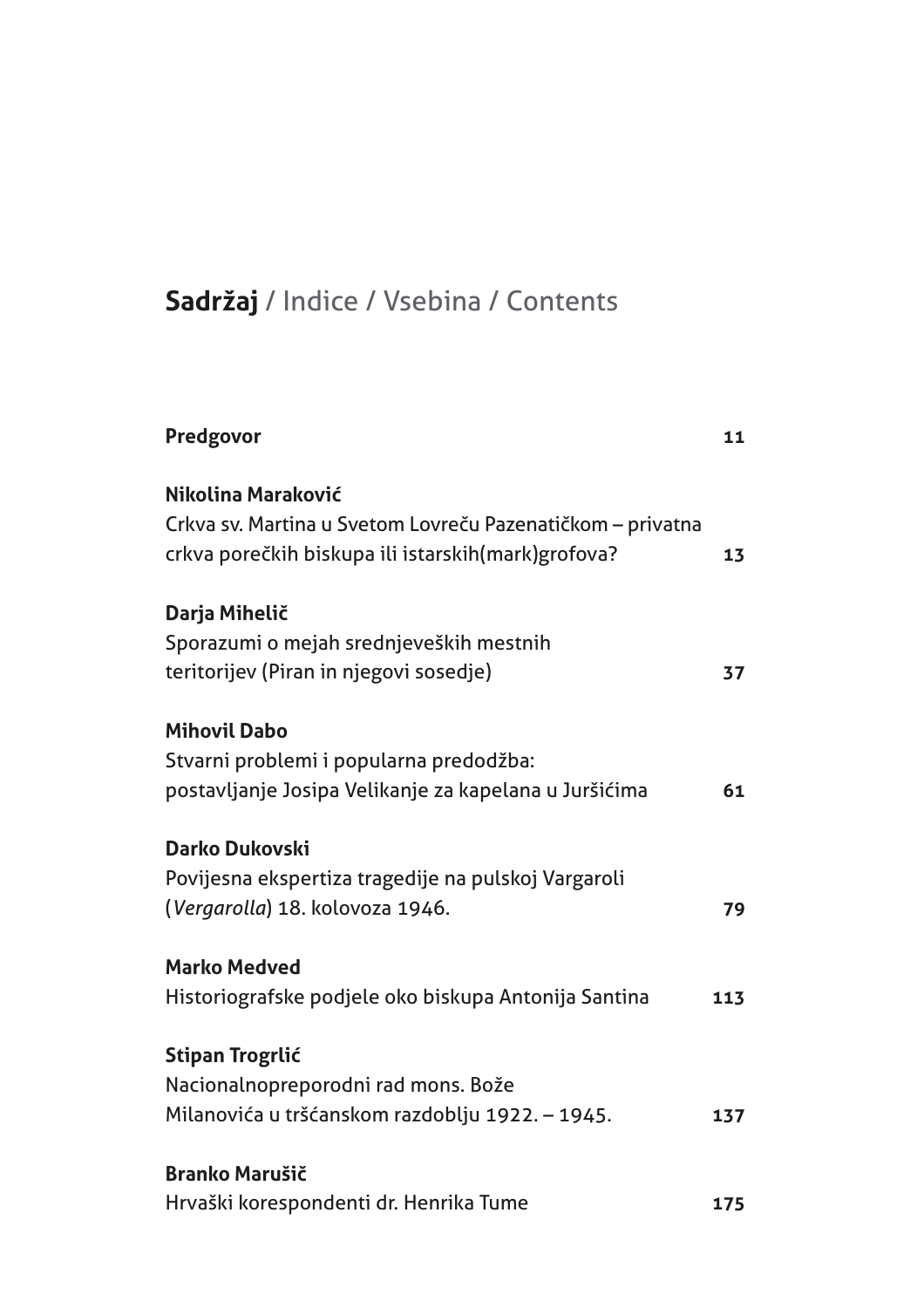# **Sadržaj** / Indice / Vsebina / Contents

**Predgovor** **11**

**Nikolina Maraković**
Crkva sv. Martina u Svetom Lovreču Pazenatičkom – privatna crkva porečkih biskupa ili istarskih(mark)grofova? **13**

**Darja Mihelič**
Sporazumi o mejah srednjeveških mestnih teritorijev (Piran in njegovi sosedje) **37**

**Mihovil Dabo**
Stvarni problemi i popularna predodžba: postavljanje Josipa Velikanje za kapelana u Juršićima **61**

**Darko Dukovski**
Povijesna ekspertiza tragedije na pulskoj Vargaroli (*Vergarolla*) 18. kolovoza 1946. **79**

**Marko Medved**
Historiografske podjele oko biskupa Antonija Santina **113**

**Stipan Trogrlić**
Nacionalnopreporodni rad mons. Bože Milanovića u tršćanskom razdoblju 1922. – 1945. **137**

**Branko Marušič**
Hrvaški korespondenti dr. Henrika Tume **175**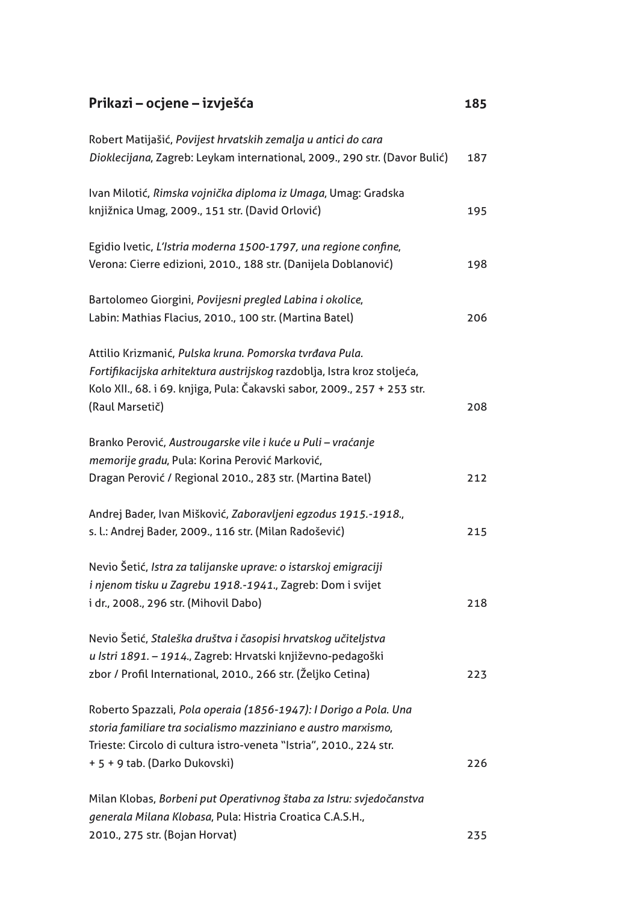## **Prikazi – ocjene – izvješća** 185

Robert Matijašić, *Povijest hrvatskih zemalja u antici do cara Dioklecijana*, Zagreb: Leykam international, 2009., 290 str. (Davor Bulić) 187

Ivan Milotić, *Rimska vojnička diploma iz Umaga*, Umag: Gradska knjižnica Umag, 2009., 151 str. (David Orlović) 195

Egidio Ivetic, *L'Istria moderna 1500-1797, una regione confine*, Verona: Cierre edizioni, 2010., 188 str. (Danijela Doblanović) 198

Bartolomeo Giorgini, *Povijesni pregled Labina i okolice*, Labin: Mathias Flacius, 2010., 100 str. (Martina Batel) 206

Attilio Krizmanić, *Pulska kruna. Pomorska tvrđava Pula. Fortifikacijska arhitektura austrijskog* razdoblja, Istra kroz stoljeća, Kolo XII., 68. i 69. knjiga, Pula: Čakavski sabor, 2009., 257 + 253 str. (Raul Marsetič) 208

Branko Perović, *Austrougarske vile i kuće u Puli – vraćanje memorije gradu*, Pula: Korina Perović Marković, Dragan Perović / Regional 2010., 283 str. (Martina Batel) 212

Andrej Bader, Ivan Mišković, *Zaboravljeni egzodus 1915.-1918.*, s. l.: Andrej Bader, 2009., 116 str. (Milan Radošević) 215

Nevio Šetić, *Istra za talijanske uprave: o istarskoj emigraciji i njenom tisku u Zagrebu 1918.-1941.*, Zagreb: Dom i svijet i dr., 2008., 296 str. (Mihovil Dabo) 218

Nevio Šetić, *Staleška društva i časopisi hrvatskog učiteljstva u Istri 1891. – 1914.*, Zagreb: Hrvatski književno-pedagoški zbor / Profil International, 2010., 266 str. (Željko Cetina) 223

Roberto Spazzali, *Pola operaia (1856-1947): I Dorigo a Pola. Una storia familiare tra socialismo mazziniano e austro marxismo*, Trieste: Circolo di cultura istro-veneta "Istria", 2010., 224 str. + 5 + 9 tab. (Darko Dukovski) 226

Milan Klobas, *Borbeni put Operativnog štaba za Istru: svjedočanstva generala Milana Klobasa*, Pula: Histria Croatica C.A.S.H., 2010., 275 str. (Bojan Horvat) 235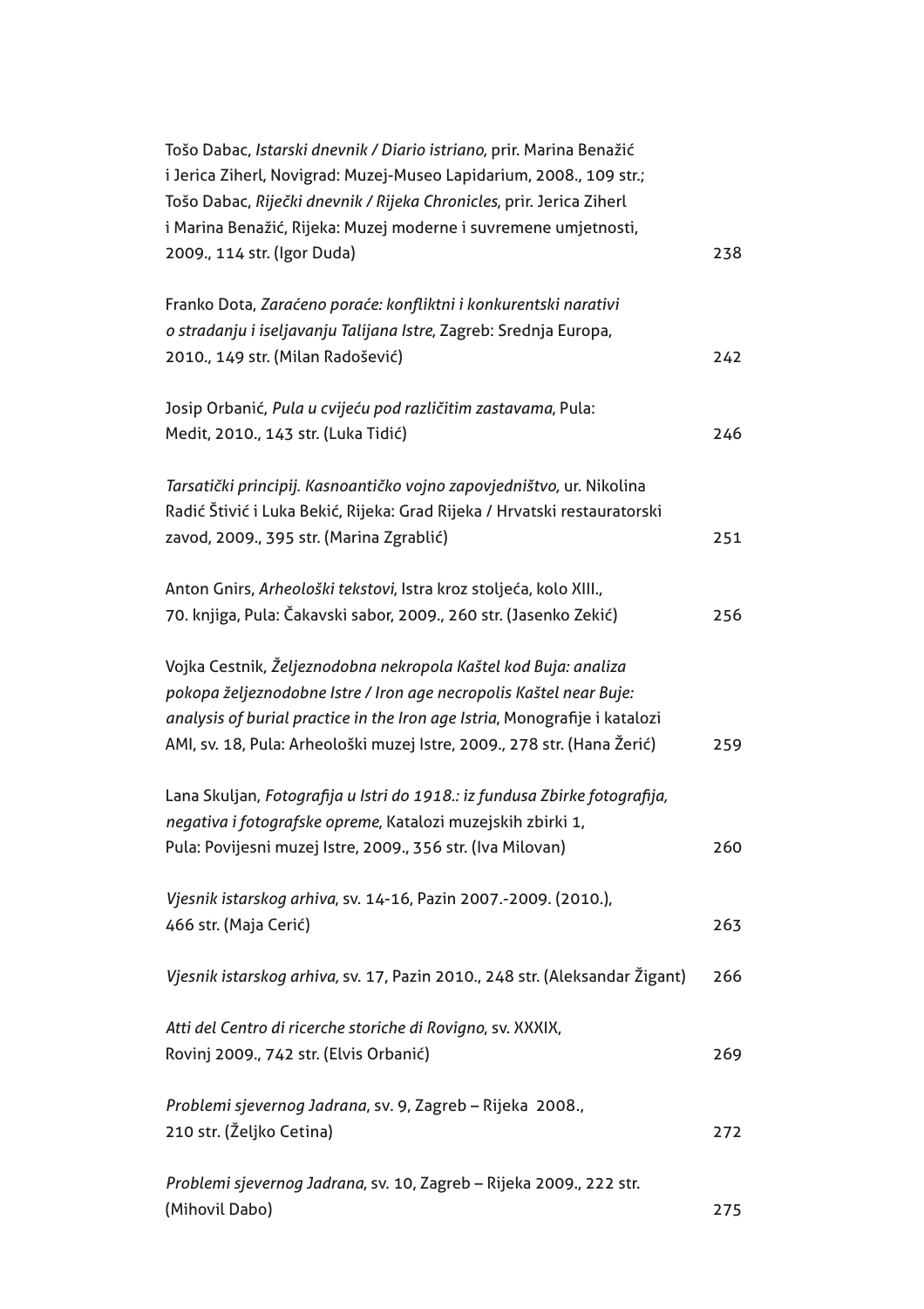Tošo Dabac, *Istarski dnevnik / Diario istriano*, prir. Marina Benažić i Jerica Ziherl, Novigrad: Muzej-Museo Lapidarium, 2008., 109 str.; Tošo Dabac, *Riječki dnevnik / Rijeka Chronicles*, prir. Jerica Ziherl i Marina Benažić, Rijeka: Muzej moderne i suvremene umjetnosti, 2009., 114 str. (Igor Duda) 238

Franko Dota, *Zaraćeno poraće: konfliktni i konkurentski narativi o stradanju i iseljavanju Talijana Istre*, Zagreb: Srednja Europa, 2010., 149 str. (Milan Radošević) 242

Josip Orbanić, *Pula u cvijeću pod različitim zastavama*, Pula: Medit, 2010., 143 str. (Luka Tidić) 246

*Tarsatički principij. Kasnoantičko vojno zapovjedništvo,* ur. Nikolina Radić Štivić i Luka Bekić, Rijeka: Grad Rijeka / Hrvatski restauratorski zavod, 2009., 395 str. (Marina Zgrablić) 251

Anton Gnirs, *Arheološki tekstovi*, Istra kroz stoljeća, kolo XIII., 70. knjiga, Pula: Čakavski sabor, 2009., 260 str. (Jasenko Zekić) 256

Vojka Cestnik, *Željeznodobna nekropola Kaštel kod Buja: analiza pokopa željeznodobne Istre / Iron age necropolis Kaštel near Buje: analysis of burial practice in the Iron age Istria*, Monografije i katalozi AMI, sv. 18, Pula: Arheološki muzej Istre, 2009., 278 str. (Hana Žerić) 259

Lana Skuljan, *Fotografija u Istri do 1918.: iz fundusa Zbirke fotografija, negativa i fotografske opreme*, Katalozi muzejskih zbirki 1, Pula: Povijesni muzej Istre, 2009., 356 str. (Iva Milovan) 260

*Vjesnik istarskog arhiva*, sv. 14-16, Pazin 2007.-2009. (2010.), 466 str. (Maja Cerić) 263

*Vjesnik istarskog arhiva,* sv. 17, Pazin 2010., 248 str. (Aleksandar Žigant) 266

*Atti del Centro di ricerche storiche di Rovigno*, sv. XXXIX, Rovinj 2009., 742 str. (Elvis Orbanić) 269

*Problemi sjevernog Jadrana*, sv. 9, Zagreb – Rijeka 2008., 210 str. (Željko Cetina) 272

*Problemi sjevernog Jadrana*, sv. 10, Zagreb – Rijeka 2009., 222 str. (Mihovil Dabo) 275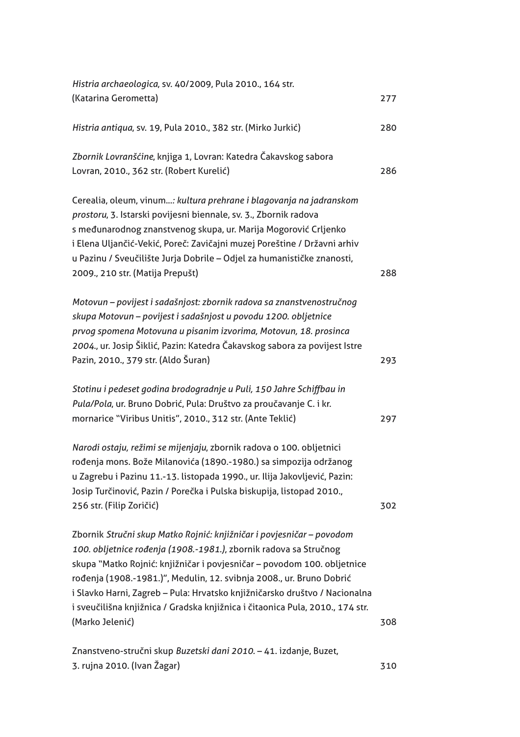*Histria archaeologica*, sv. 40/2009, Pula 2010., 164 str. (Katarina Gerometta) 277

*Histria antiqua*, sv. 19, Pula 2010., 382 str. (Mirko Jurkić) 280

*Zbornik Lovranšćine*, knjiga 1, Lovran: Katedra Čakavskog sabora Lovran, 2010., 362 str. (Robert Kurelić) 286

Cerealia, oleum, vinum...*: kultura prehrane i blagovanja na jadranskom prostoru*, 3. Istarski povijesni biennale, sv. 3., Zbornik radova s međunarodnog znanstvenog skupa, ur. Marija Mogorović Crljenko i Elena Uljančić-Vekić, Poreč: Zavičajni muzej Poreštine / Državni arhiv u Pazinu / Sveučilište Jurja Dobrile – Odjel za humanističke znanosti, 2009., 210 str. (Matija Prepušt) 288

*Motovun – povijest i sadašnjost: zbornik radova sa znanstvenostručnog skupa Motovun – povijest i sadašnjost u povodu 1200. obljetnice prvog spomena Motovuna u pisanim izvorima, Motovun, 18. prosinca 2004.*, ur. Josip Šiklić, Pazin: Katedra Čakavskog sabora za povijest Istre Pazin, 2010., 379 str. (Aldo Šuran) 293

*Stotinu i pedeset godina brodogradnje u Puli, 150 Jahre Schiffbau in Pula/Pola*, ur. Bruno Dobrić, Pula: Društvo za proučavanje C. i kr. mornarice "Viribus Unitis", 2010., 312 str. (Ante Teklić) 297

*Narodi ostaju, režimi se mijenjaju*, zbornik radova o 100. obljetnici rođenja mons. Bože Milanovića (1890.-1980.) sa simpozija održanog u Zagrebu i Pazinu 11.-13. listopada 1990., ur. Ilija Jakovljević, Pazin: Josip Turčinović, Pazin / Porečka i Pulska biskupija, listopad 2010., 256 str. (Filip Zoričić) 302

Zbornik *Stručni skup Matko Rojnić: knjižničar i povjesničar – povodom 100. obljetnice rođenja (1908.-1981.)*, zbornik radova sa Stručnog skupa "Matko Rojnić: knjižničar i povjesničar – povodom 100. obljetnice rođenja (1908.-1981.)", Medulin, 12. svibnja 2008., ur. Bruno Dobrić i Slavko Harni, Zagreb – Pula: Hrvatsko knjižničarsko društvo / Nacionalna i sveučilišna knjižnica / Gradska knjižnica i čitaonica Pula, 2010., 174 str. (Marko Jelenić) 308

Znanstveno-stručni skup *Buzetski dani 2010.* – 41. izdanje, Buzet, 3. rujna 2010. (Ivan Žagar) 310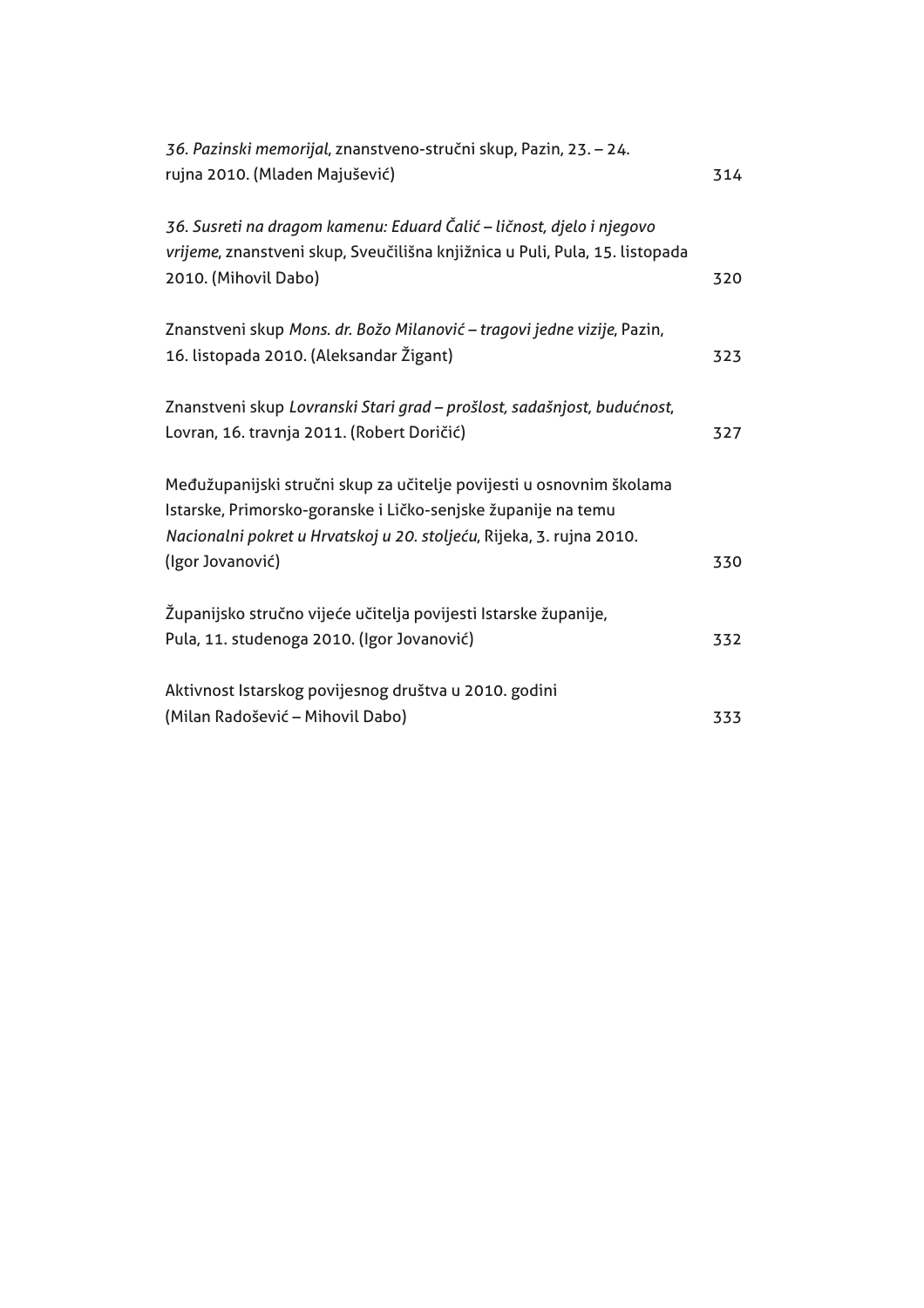*36. Pazinski memorijal*, znanstveno-stručni skup, Pazin, 23. – 24. rujna 2010. (Mladen Majušević) 314

*36. Susreti na dragom kamenu: Eduard Čalić – ličnost, djelo i njegovo vrijeme*, znanstveni skup, Sveučilišna knjižnica u Puli, Pula, 15. listopada 2010. (Mihovil Dabo) 320

Znanstveni skup *Mons. dr. Božo Milanović – tragovi jedne vizije*, Pazin, 16. listopada 2010. (Aleksandar Žigant) 323

Znanstveni skup *Lovranski Stari grad – prošlost, sadašnjost, budućnost*, Lovran, 16. travnja 2011. (Robert Doričić) 327

Međužupanijski stručni skup za učitelje povijesti u osnovnim školama Istarske, Primorsko-goranske i Ličko-senjske županije na temu *Nacionalni pokret u Hrvatskoj u 20. stoljeću*, Rijeka, 3. rujna 2010. (Igor Jovanović) 330

Županijsko stručno vijeće učitelja povijesti Istarske županije, Pula, 11. studenoga 2010. (Igor Jovanović) 332

Aktivnost Istarskog povijesnog društva u 2010. godini (Milan Radošević – Mihovil Dabo) 333